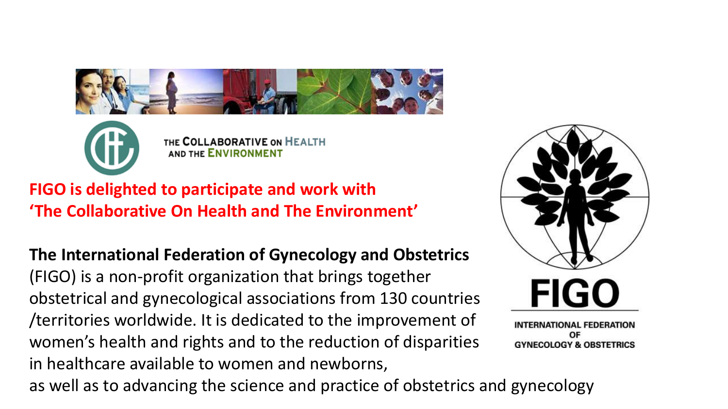THE COLLABORATIVE ON HEALTH AND THE ENVIRONMENT

**FIGO is delighted to participate and work with 'The Collaborative On Health and The Environment'**

**The International Federation of Gynecology and Obstetrics** (FIGO) is a non-profit organization that brings together obstetrical and gynecological associations from 130 countries /territories worldwide. It is dedicated to the improvement of women's health and rights and to the reduction of disparities in healthcare available to women and newborns, as well as to advancing the science and practice of obstetrics and gynecology

FIGO

INTERNATIONAL FEDERATION OF GYNECOLOGY & OBSTETRICS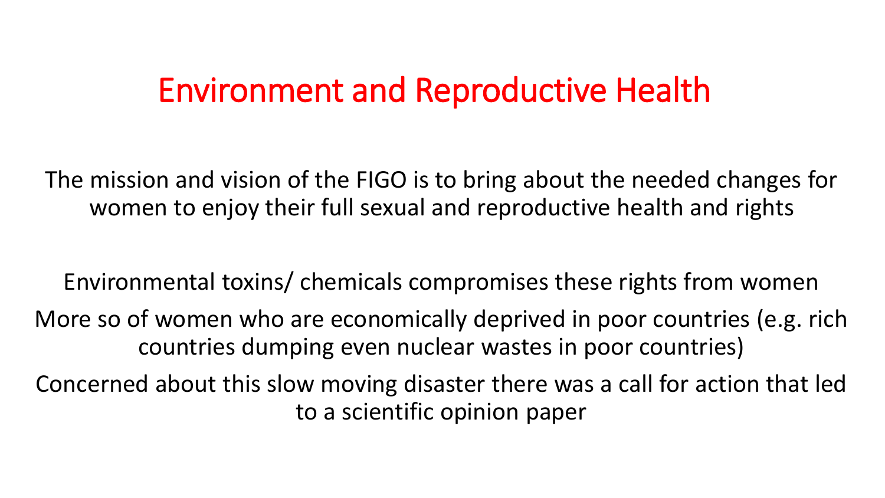# Environment and Reproductive Health

The mission and vision of the FIGO is to bring about the needed changes for women to enjoy their full sexual and reproductive health and rights

Environmental toxins/ chemicals compromises these rights from women

More so of women who are economically deprived in poor countries (e.g. rich countries dumping even nuclear wastes in poor countries)

Concerned about this slow moving disaster there was a call for action that led to a scientific opinion paper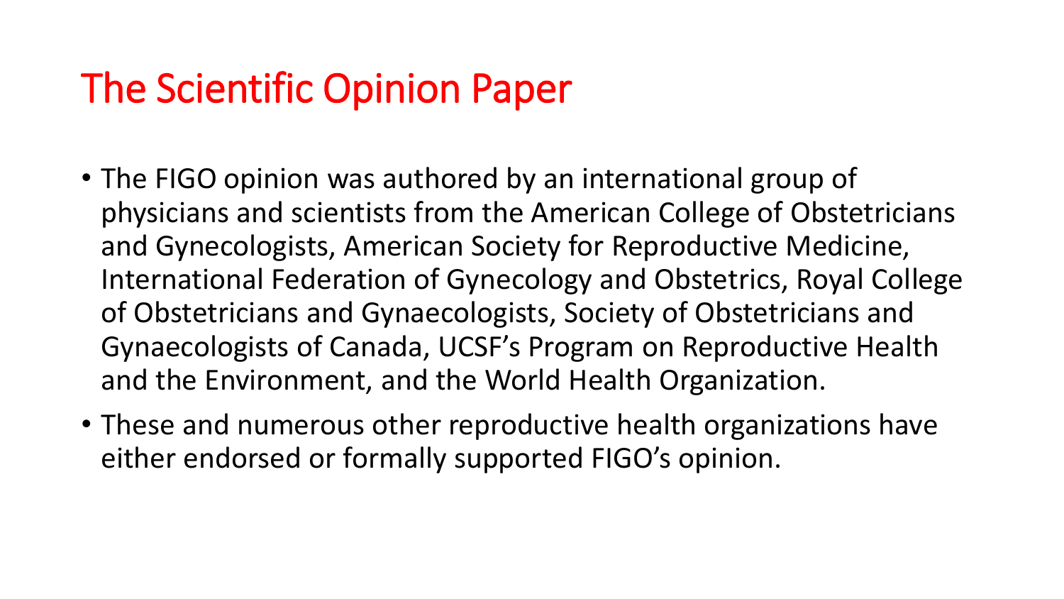# The Scientific Opinion Paper

- The FIGO opinion was authored by an international group of physicians and scientists from the American College of Obstetricians and Gynecologists, American Society for Reproductive Medicine, International Federation of Gynecology and Obstetrics, Royal College of Obstetricians and Gynaecologists, Society of Obstetricians and Gynaecologists of Canada, UCSF's Program on Reproductive Health and the Environment, and the World Health Organization.
- These and numerous other reproductive health organizations have either endorsed or formally supported FIGO's opinion.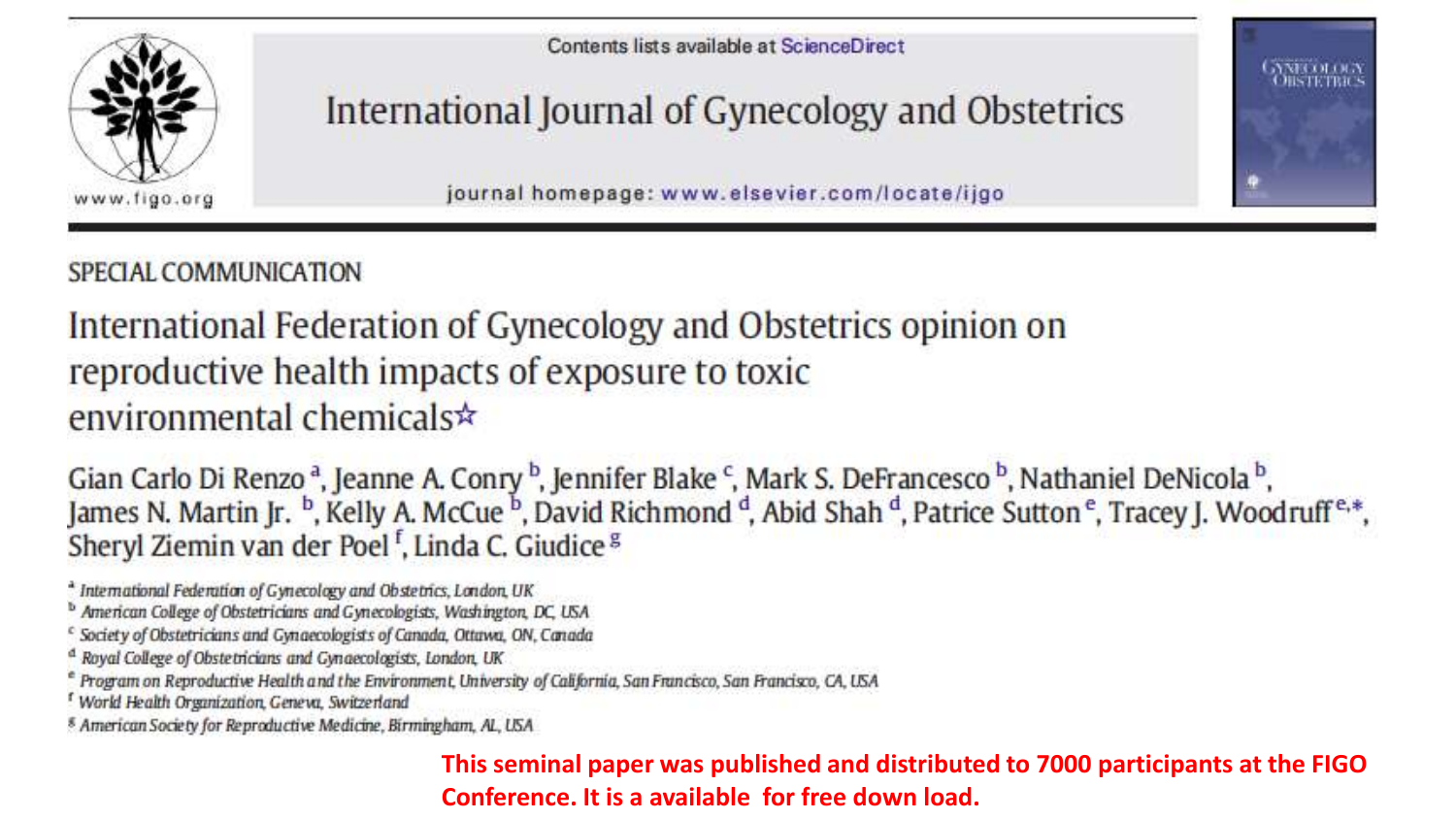Contents lists available at ScienceDirect

# International Journal of Gynecology and Obstetrics

journal homepage: www.elsevier.com/locate/ijgo

www.figo.org

SPECIAL COMMUNICATION

## International Federation of Gynecology and Obstetrics opinion on reproductive health impacts of exposure to toxic environmental chemicals☆

Gian Carlo Di Renzo [a], Jeanne A. Conry [b], Jennifer Blake [c], Mark S. DeFrancesco [b], Nathaniel DeNicola [b], James N. Martin Jr. [b], Kelly A. McCue [b], David Richmond [d], Abid Shah [d], Patrice Sutton [e], Tracey J. Woodruff [e,*], Sheryl Ziemin van der Poel [f], Linda C. Giudice [g]

[a] International Federation of Gynecology and Obstetrics, London, UK
[b] American College of Obstetricians and Gynecologists, Washington, DC, USA
[c] Society of Obstetricians and Gynaecologists of Canada, Ottawa, ON, Canada
[d] Royal College of Obstetricians and Gynaecologists, London, UK
[e] Program on Reproductive Health and the Environment, University of California, San Francisco, San Francisco, CA, USA
[f] World Health Organization, Geneva, Switzerland
[g] American Society for Reproductive Medicine, Birmingham, AL, USA

**This seminal paper was published and distributed to 7000 participants at the FIGO Conference. It is a available for free down load.**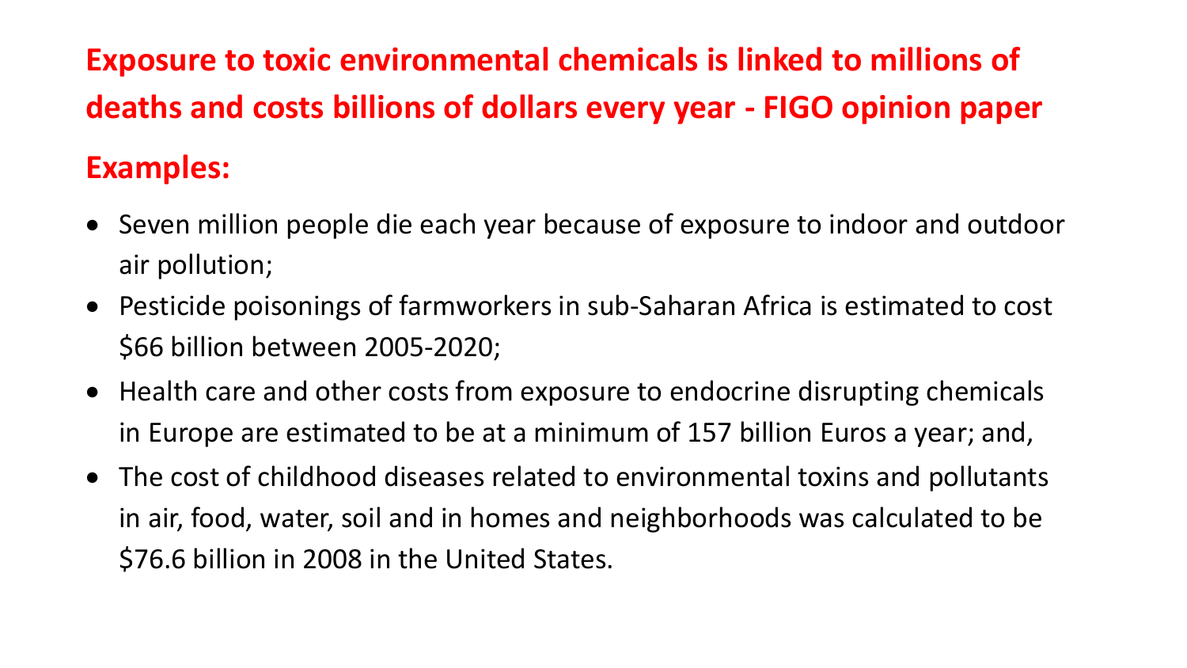## Exposure to toxic environmental chemicals is linked to millions of deaths and costs billions of dollars every year - FIGO opinion paper

### Examples:

- Seven million people die each year because of exposure to indoor and outdoor air pollution;
- Pesticide poisonings of farmworkers in sub-Saharan Africa is estimated to cost $66 billion between 2005-2020;
- Health care and other costs from exposure to endocrine disrupting chemicals in Europe are estimated to be at a minimum of 157 billion Euros a year; and,
- The cost of childhood diseases related to environmental toxins and pollutants in air, food, water, soil and in homes and neighborhoods was calculated to be $76.6 billion in 2008 in the United States.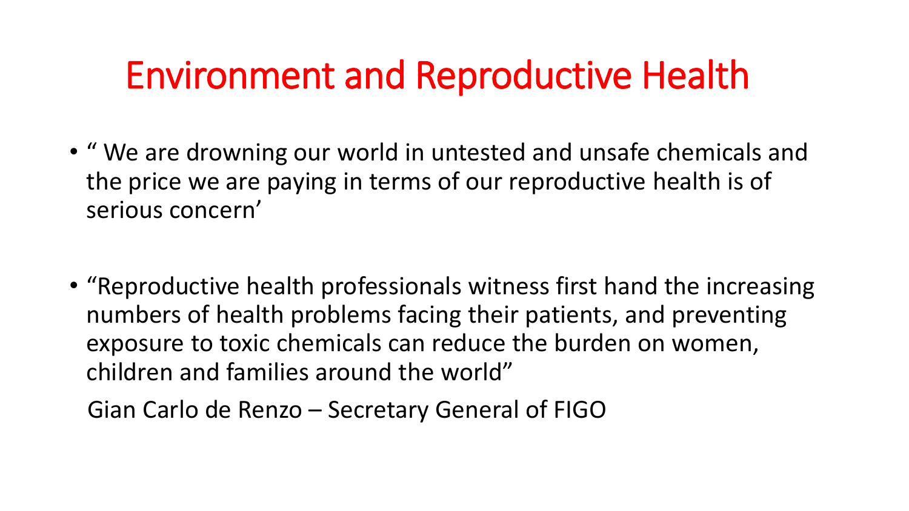# Environment and Reproductive Health

- " We are drowning our world in untested and unsafe chemicals and the price we are paying in terms of our reproductive health is of serious concern'

- "Reproductive health professionals witness first hand the increasing numbers of health problems facing their patients, and preventing exposure to toxic chemicals can reduce the burden on women, children and families around the world"

  Gian Carlo de Renzo – Secretary General of FIGO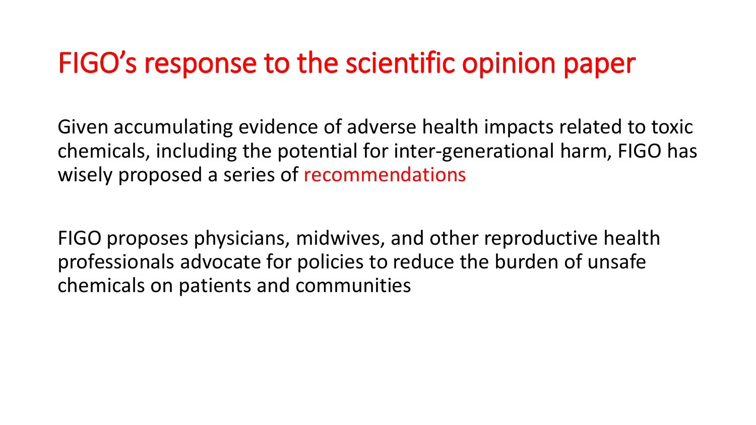# FIGO's response to the scientific opinion paper

Given accumulating evidence of adverse health impacts related to toxic chemicals, including the potential for inter-generational harm, FIGO has wisely proposed a series of recommendations

FIGO proposes physicians, midwives, and other reproductive health professionals advocate for policies to reduce the burden of unsafe chemicals on patients and communities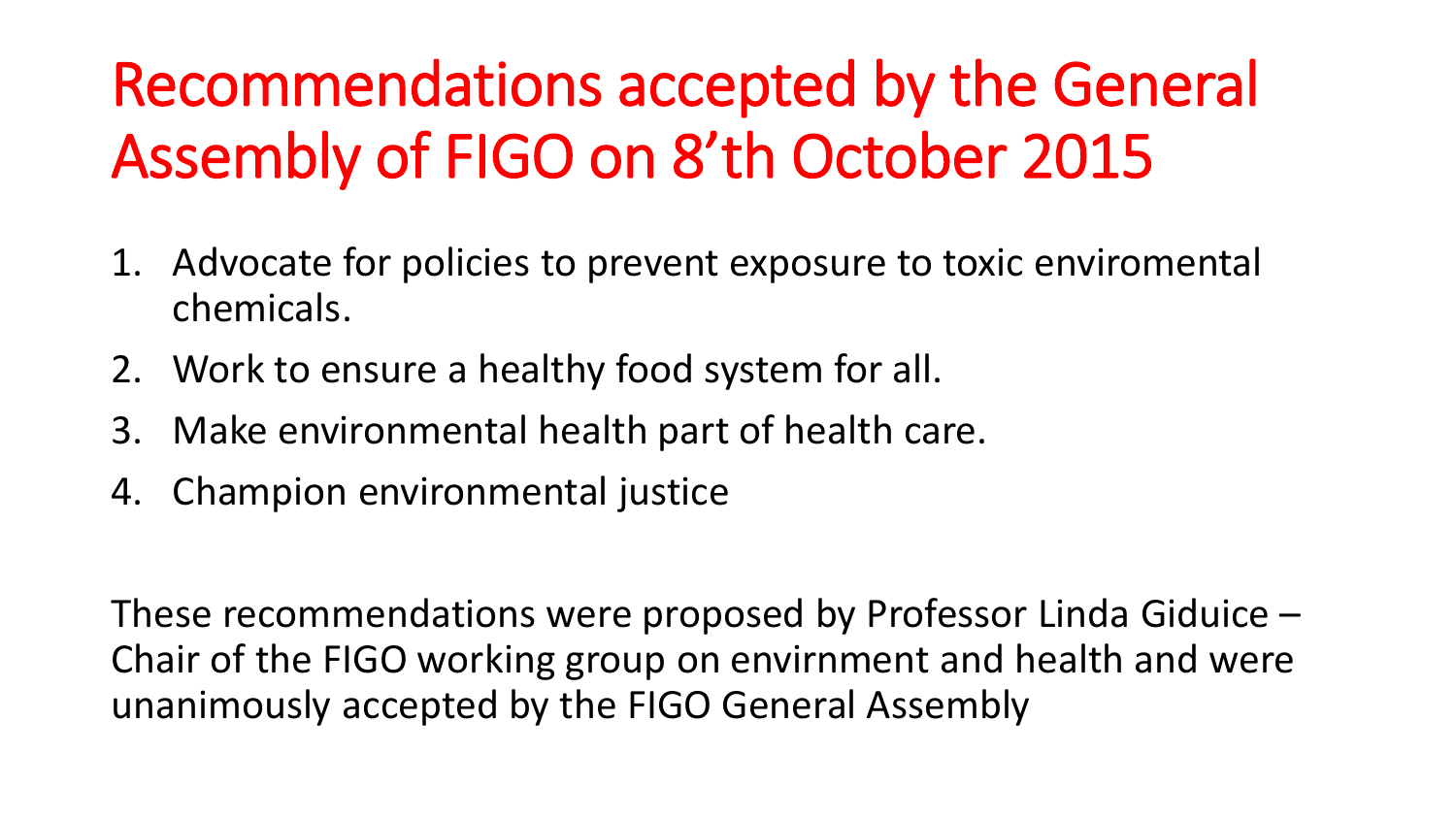# Recommendations accepted by the General Assembly of FIGO on 8'th October 2015

1. Advocate for policies to prevent exposure to toxic enviromental chemicals.
2. Work to ensure a healthy food system for all.
3. Make environmental health part of health care.
4. Champion environmental justice

These recommendations were proposed by Professor Linda Giduice – Chair of the FIGO working group on envirnment and health and were unanimously accepted by the FIGO General Assembly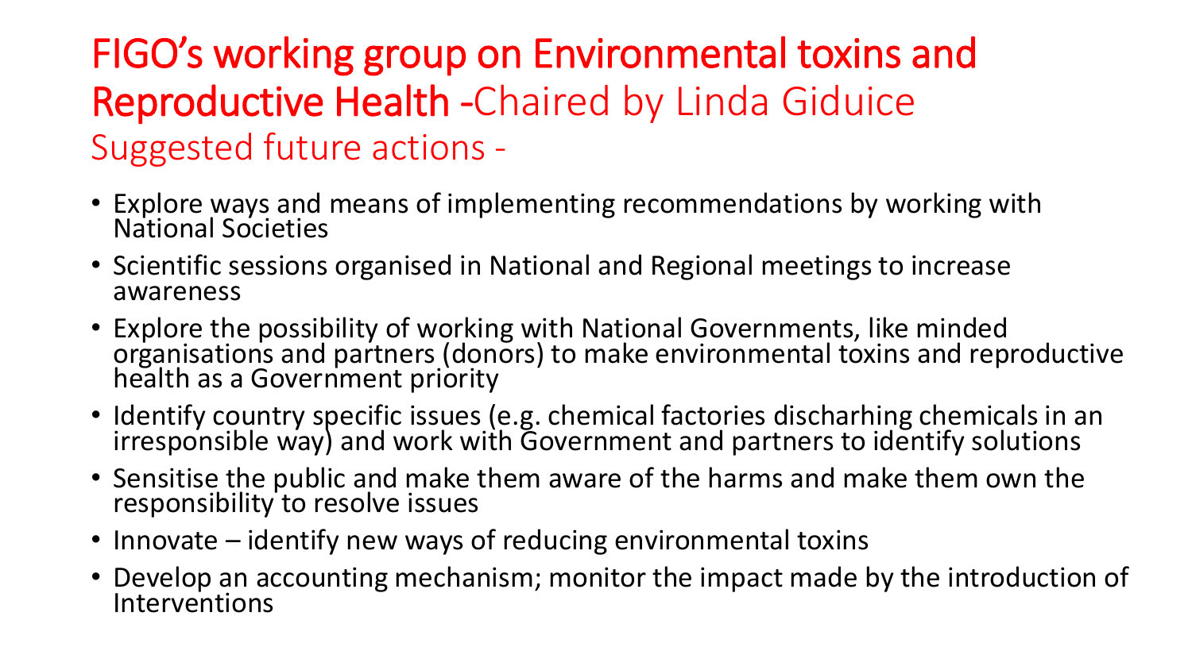# FIGO's working group on Environmental toxins and Reproductive Health -Chaired by Linda Giduice

## Suggested future actions -

- Explore ways and means of implementing recommendations by working with National Societies
- Scientific sessions organised in National and Regional meetings to increase awareness
- Explore the possibility of working with National Governments, like minded organisations and partners (donors) to make environmental toxins and reproductive health as a Government priority
- Identify country specific issues (e.g. chemical factories discharhing chemicals in an irresponsible way) and work with Government and partners to identify solutions
- Sensitise the public and make them aware of the harms and make them own the responsibility to resolve issues
- Innovate – identify new ways of reducing environmental toxins
- Develop an accounting mechanism; monitor the impact made by the introduction of Interventions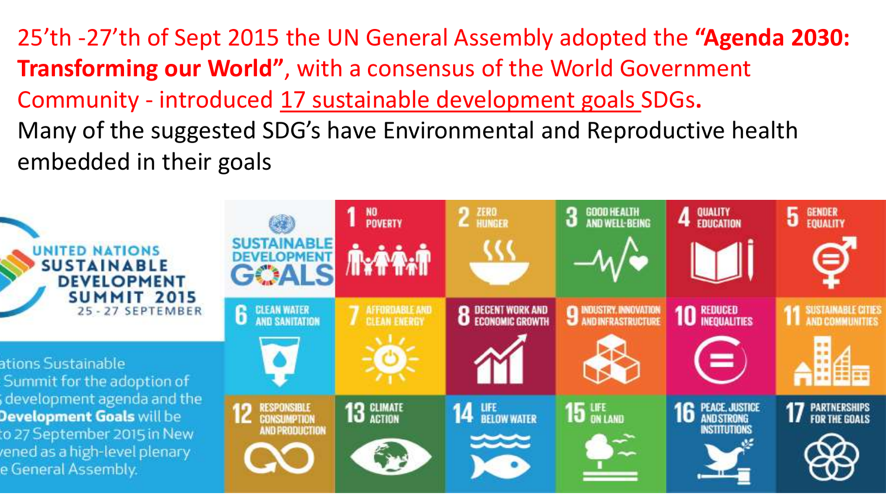25'th -27'th of Sept 2015 the UN General Assembly adopted the **"Agenda 2030: Transforming our World"**, with a consensus of the World Government Community - introduced 17 sustainable development goals SDGs**.**

Many of the suggested SDG's have Environmental and Reproductive health embedded in their goals

UNITED NATIONS SUSTAINABLE DEVELOPMENT SUMMIT 2015

25 - 27 SEPTEMBER

...ations Sustainable ...Summit for the adoption of ...development agenda and the **...Development Goals** will be ...to 27 September 2015 in New ...vened as a high-level plenary ...e General Assembly.

SUSTAINABLE DEVELOPMENT GOALS

1. NO POVERTY
2. ZERO HUNGER
3. GOOD HEALTH AND WELL-BEING
4. QUALITY EDUCATION
5. GENDER EQUALITY
6. CLEAN WATER AND SANITATION
7. AFFORDABLE AND CLEAN ENERGY
8. DECENT WORK AND ECONOMIC GROWTH
9. INDUSTRY, INNOVATION AND INFRASTRUCTURE
10. REDUCED INEQUALITIES
11. SUSTAINABLE CITIES AND COMMUNITIES
12. RESPONSIBLE CONSUMPTION AND PRODUCTION
13. CLIMATE ACTION
14. LIFE BELOW WATER
15. LIFE ON LAND
16. PEACE, JUSTICE AND STRONG INSTITUTIONS
17. PARTNERSHIPS FOR THE GOALS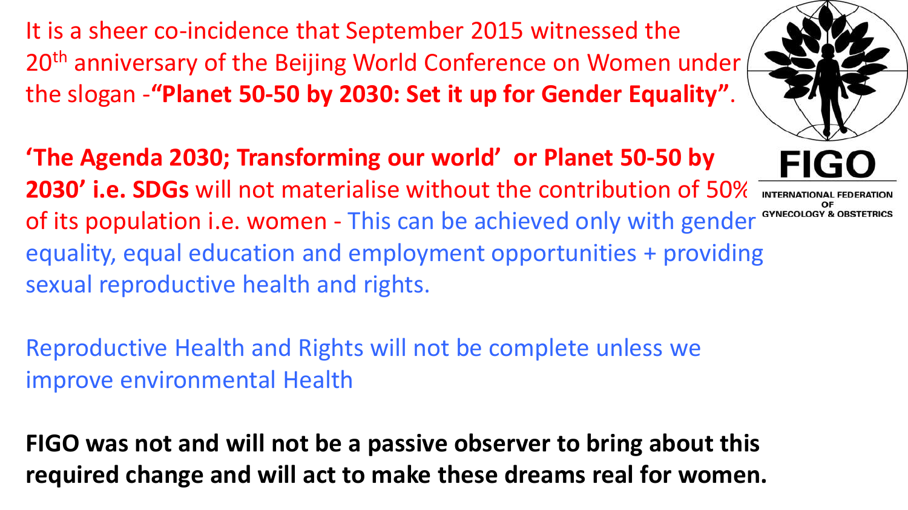It is a sheer co-incidence that September 2015 witnessed the 20th anniversary of the Beijing World Conference on Women under the slogan -**"Planet 50-50 by 2030: Set it up for Gender Equality"**.

**'The Agenda 2030; Transforming our world' or Planet 50-50 by 2030' i.e. SDGs** will not materialise without the contribution of 50% of its population i.e. women - This can be achieved only with gender equality, equal education and employment opportunities + providing sexual reproductive health and rights.

Reproductive Health and Rights will not be complete unless we improve environmental Health

**FIGO was not and will not be a passive observer to bring about this required change and will act to make these dreams real for women.**

FIGO

INTERNATIONAL FEDERATION OF GYNECOLOGY & OBSTETRICS